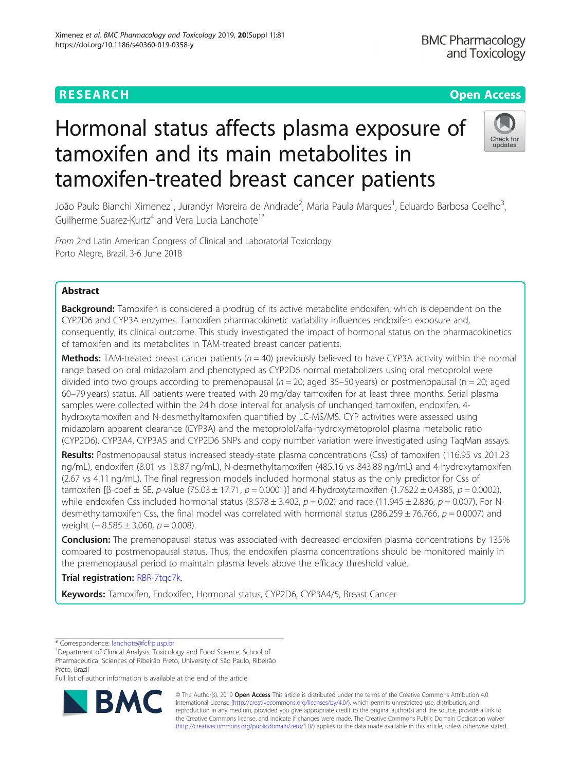RESEARCH | Open Access

# Hormonal status affects plasma exposure of tamoxifen and its main metabolites in tamoxifen-treated breast cancer patients

João Paulo Bianchi Ximenez[1], Jurandyr Moreira de Andrade[2], Maria Paula Marques[1], Eduardo Barbosa Coelho[3], Guilherme Suarez-Kurtz[4] and Vera Lucia Lanchote[1*]

*From* 2nd Latin American Congress of Clinical and Laboratorial Toxicology
Porto Alegre, Brazil. 3-6 June 2018

## Abstract

**Background:** Tamoxifen is considered a prodrug of its active metabolite endoxifen, which is dependent on the CYP2D6 and CYP3A enzymes. Tamoxifen pharmacokinetic variability influences endoxifen exposure and, consequently, its clinical outcome. This study investigated the impact of hormonal status on the pharmacokinetics of tamoxifen and its metabolites in TAM-treated breast cancer patients.

**Methods:** TAM-treated breast cancer patients ($n = 40$) previously believed to have CYP3A activity within the normal range based on oral midazolam and phenotyped as CYP2D6 normal metabolizers using oral metoprolol were divided into two groups according to premenopausal ($n = 20$; aged 35–50 years) or postmenopausal ($n = 20$; aged 60–79 years) status. All patients were treated with 20 mg/day tamoxifen for at least three months. Serial plasma samples were collected within the 24 h dose interval for analysis of unchanged tamoxifen, endoxifen, 4-hydroxytamoxifen and N-desmethyltamoxifen quantified by LC-MS/MS. CYP activities were assessed using midazolam apparent clearance (CYP3A) and the metoprolol/alfa-hydroxymetoprolol plasma metabolic ratio (CYP2D6). CYP3A4, CYP3A5 and CYP2D6 SNPs and copy number variation were investigated using TaqMan assays.

**Results:** Postmenopausal status increased steady-state plasma concentrations (Css) of tamoxifen (116.95 vs 201.23 ng/mL), endoxifen (8.01 vs 18.87 ng/mL), N-desmethyltamoxifen (485.16 vs 843.88 ng/mL) and 4-hydroxytamoxifen (2.67 vs 4.11 ng/mL). The final regression models included hormonal status as the only predictor for Css of tamoxifen [β-coef ± SE, *p*-value ($75.03 \pm 17.71$, $p = 0.0001$)] and 4-hydroxytamoxifen ($1.7822 \pm 0.4385$, $p = 0.0002$), while endoxifen Css included hormonal status ($8.578 \pm 3.402$, $p = 0.02$) and race ($11.945 \pm 2.836$, $p = 0.007$). For N-desmethyltamoxifen Css, the final model was correlated with hormonal status ($286.259 \pm 76.766$, $p = 0.0007$) and weight ($-8.585 \pm 3.060$, $p = 0.008$).

**Conclusion:** The premenopausal status was associated with decreased endoxifen plasma concentrations by 135% compared to postmenopausal status. Thus, the endoxifen plasma concentrations should be monitored mainly in the premenopausal period to maintain plasma levels above the efficacy threshold value.

**Trial registration:** RBR-7tqc7k.

**Keywords:** Tamoxifen, Endoxifen, Hormonal status, CYP2D6, CYP3A4/5, Breast Cancer

\* Correspondence: lanchote@fcfrp.usp.br
[1]Department of Clinical Analysis, Toxicology and Food Science, School of Pharmaceutical Sciences of Ribeirão Preto, University of São Paulo, Ribeirão Preto, Brazil
Full list of author information is available at the end of the article

© The Author(s). 2019 **Open Access** This article is distributed under the terms of the Creative Commons Attribution 4.0 International License (http://creativecommons.org/licenses/by/4.0/), which permits unrestricted use, distribution, and reproduction in any medium, provided you give appropriate credit to the original author(s) and the source, provide a link to the Creative Commons license, and indicate if changes were made. The Creative Commons Public Domain Dedication waiver (http://creativecommons.org/publicdomain/zero/1.0/) applies to the data made available in this article, unless otherwise stated.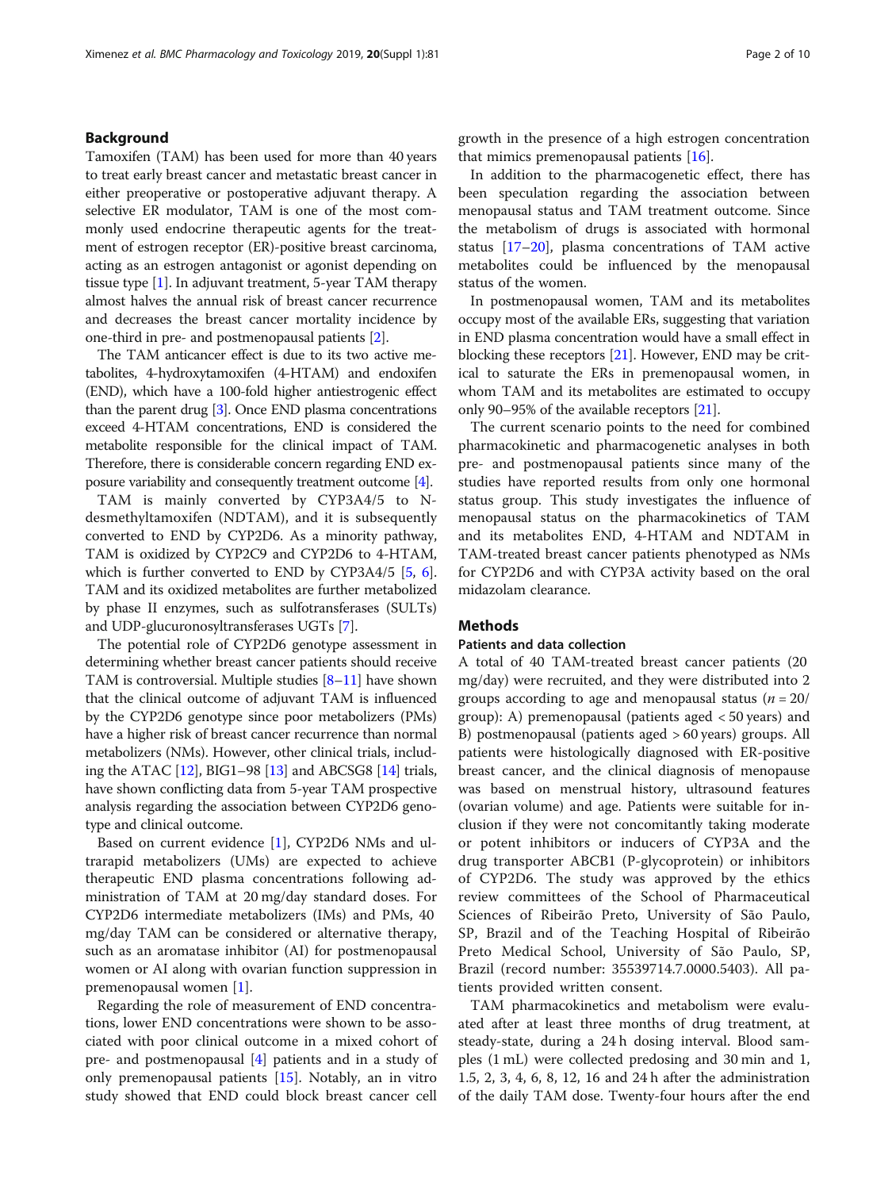## Background

Tamoxifen (TAM) has been used for more than 40 years to treat early breast cancer and metastatic breast cancer in either preoperative or postoperative adjuvant therapy. A selective ER modulator, TAM is one of the most commonly used endocrine therapeutic agents for the treatment of estrogen receptor (ER)-positive breast carcinoma, acting as an estrogen antagonist or agonist depending on tissue type [1]. In adjuvant treatment, 5-year TAM therapy almost halves the annual risk of breast cancer recurrence and decreases the breast cancer mortality incidence by one-third in pre- and postmenopausal patients [2].

The TAM anticancer effect is due to its two active metabolites, 4-hydroxytamoxifen (4-HTAM) and endoxifen (END), which have a 100-fold higher antiestrogenic effect than the parent drug [3]. Once END plasma concentrations exceed 4-HTAM concentrations, END is considered the metabolite responsible for the clinical impact of TAM. Therefore, there is considerable concern regarding END exposure variability and consequently treatment outcome [4].

TAM is mainly converted by CYP3A4/5 to N-desmethyltamoxifen (NDTAM), and it is subsequently converted to END by CYP2D6. As a minority pathway, TAM is oxidized by CYP2C9 and CYP2D6 to 4-HTAM, which is further converted to END by CYP3A4/5 [5, 6]. TAM and its oxidized metabolites are further metabolized by phase II enzymes, such as sulfotransferases (SULTs) and UDP-glucuronosyltransferases UGTs [7].

The potential role of CYP2D6 genotype assessment in determining whether breast cancer patients should receive TAM is controversial. Multiple studies [8–11] have shown that the clinical outcome of adjuvant TAM is influenced by the CYP2D6 genotype since poor metabolizers (PMs) have a higher risk of breast cancer recurrence than normal metabolizers (NMs). However, other clinical trials, including the ATAC [12], BIG1–98 [13] and ABCSG8 [14] trials, have shown conflicting data from 5-year TAM prospective analysis regarding the association between CYP2D6 genotype and clinical outcome.

Based on current evidence [1], CYP2D6 NMs and ultrarapid metabolizers (UMs) are expected to achieve therapeutic END plasma concentrations following administration of TAM at 20 mg/day standard doses. For CYP2D6 intermediate metabolizers (IMs) and PMs, 40 mg/day TAM can be considered or alternative therapy, such as an aromatase inhibitor (AI) for postmenopausal women or AI along with ovarian function suppression in premenopausal women [1].

Regarding the role of measurement of END concentrations, lower END concentrations were shown to be associated with poor clinical outcome in a mixed cohort of pre- and postmenopausal [4] patients and in a study of only premenopausal patients [15]. Notably, an in vitro study showed that END could block breast cancer cell growth in the presence of a high estrogen concentration that mimics premenopausal patients [16].

In addition to the pharmacogenetic effect, there has been speculation regarding the association between menopausal status and TAM treatment outcome. Since the metabolism of drugs is associated with hormonal status [17–20], plasma concentrations of TAM active metabolites could be influenced by the menopausal status of the women.

In postmenopausal women, TAM and its metabolites occupy most of the available ERs, suggesting that variation in END plasma concentration would have a small effect in blocking these receptors [21]. However, END may be critical to saturate the ERs in premenopausal women, in whom TAM and its metabolites are estimated to occupy only 90–95% of the available receptors [21].

The current scenario points to the need for combined pharmacokinetic and pharmacogenetic analyses in both pre- and postmenopausal patients since many of the studies have reported results from only one hormonal status group. This study investigates the influence of menopausal status on the pharmacokinetics of TAM and its metabolites END, 4-HTAM and NDTAM in TAM-treated breast cancer patients phenotyped as NMs for CYP2D6 and with CYP3A activity based on the oral midazolam clearance.

## Methods

### Patients and data collection

A total of 40 TAM-treated breast cancer patients (20 mg/day) were recruited, and they were distributed into 2 groups according to age and menopausal status ($n = 20$/group): A) premenopausal (patients aged < 50 years) and B) postmenopausal (patients aged > 60 years) groups. All patients were histologically diagnosed with ER-positive breast cancer, and the clinical diagnosis of menopause was based on menstrual history, ultrasound features (ovarian volume) and age. Patients were suitable for inclusion if they were not concomitantly taking moderate or potent inhibitors or inducers of CYP3A and the drug transporter ABCB1 (P-glycoprotein) or inhibitors of CYP2D6. The study was approved by the ethics review committees of the School of Pharmaceutical Sciences of Ribeirão Preto, University of São Paulo, SP, Brazil and of the Teaching Hospital of Ribeirão Preto Medical School, University of São Paulo, SP, Brazil (record number: 35539714.7.0000.5403). All patients provided written consent.

TAM pharmacokinetics and metabolism were evaluated after at least three months of drug treatment, at steady-state, during a 24 h dosing interval. Blood samples (1 mL) were collected predosing and 30 min and 1, 1.5, 2, 3, 4, 6, 8, 12, 16 and 24 h after the administration of the daily TAM dose. Twenty-four hours after the end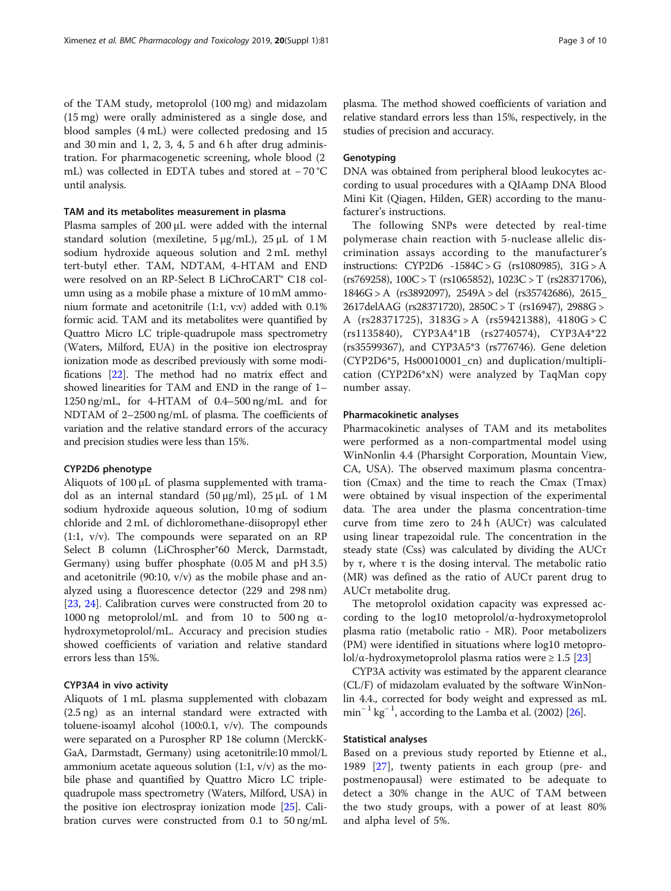of the TAM study, metoprolol (100 mg) and midazolam (15 mg) were orally administered as a single dose, and blood samples (4 mL) were collected predosing and 15 and 30 min and 1, 2, 3, 4, 5 and 6 h after drug administration. For pharmacogenetic screening, whole blood (2 mL) was collected in EDTA tubes and stored at − 70 °C until analysis.

### TAM and its metabolites measurement in plasma

Plasma samples of 200 μL were added with the internal standard solution (mexiletine, 5 μg/mL), 25 μL of 1 M sodium hydroxide aqueous solution and 2 mL methyl tert-butyl ether. TAM, NDTAM, 4-HTAM and END were resolved on an RP-Select B LiChroCART® C18 column using as a mobile phase a mixture of 10 mM ammonium formate and acetonitrile (1:1, v:v) added with 0.1% formic acid. TAM and its metabolites were quantified by Quattro Micro LC triple-quadrupole mass spectrometry (Waters, Milford, EUA) in the positive ion electrospray ionization mode as described previously with some modifications [22]. The method had no matrix effect and showed linearities for TAM and END in the range of 1–1250 ng/mL, for 4-HTAM of 0.4–500 ng/mL and for NDTAM of 2–2500 ng/mL of plasma. The coefficients of variation and the relative standard errors of the accuracy and precision studies were less than 15%.

### CYP2D6 phenotype

Aliquots of 100 μL of plasma supplemented with tramadol as an internal standard (50 μg/ml), 25 μL of 1 M sodium hydroxide aqueous solution, 10 mg of sodium chloride and 2 mL of dichloromethane-diisopropyl ether (1:1, v/v). The compounds were separated on an RP Select B column (LiChrospher®60 Merck, Darmstadt, Germany) using buffer phosphate (0.05 M and pH 3.5) and acetonitrile (90:10, v/v) as the mobile phase and analyzed using a fluorescence detector (229 and 298 nm) [23, 24]. Calibration curves were constructed from 20 to 1000 ng metoprolol/mL and from 10 to 500 ng α-hydroxymetoprolol/mL. Accuracy and precision studies showed coefficients of variation and relative standard errors less than 15%.

### CYP3A4 in vivo activity

Aliquots of 1 mL plasma supplemented with clobazam (2.5 ng) as an internal standard were extracted with toluene-isoamyl alcohol (100:0.1, v/v). The compounds were separated on a Purospher RP 18e column (MerckK-GaA, Darmstadt, Germany) using acetonitrile:10 mmol/L ammonium acetate aqueous solution (1:1, v/v) as the mobile phase and quantified by Quattro Micro LC triple-quadrupole mass spectrometry (Waters, Milford, USA) in the positive ion electrospray ionization mode [25]. Calibration curves were constructed from 0.1 to 50 ng/mL plasma. The method showed coefficients of variation and relative standard errors less than 15%, respectively, in the studies of precision and accuracy.

### Genotyping

DNA was obtained from peripheral blood leukocytes according to usual procedures with a QIAamp DNA Blood Mini Kit (Qiagen, Hilden, GER) according to the manufacturer's instructions.

The following SNPs were detected by real-time polymerase chain reaction with 5-nuclease allelic discrimination assays according to the manufacturer's instructions: CYP2D6 -1584C > G (rs1080985), 31G > A (rs769258), 100C > T (rs1065852), 1023C > T (rs28371706), 1846G > A (rs3892097), 2549A > del (rs35742686), 2615_2617delAAG (rs28371720), 2850C > T (rs16947), 2988G > A (rs28371725), 3183G > A (rs59421388), 4180G > C (rs1135840), CYP3A4*1B (rs2740574), CYP3A4*22 (rs35599367), and CYP3A5*3 (rs776746). Gene deletion (CYP2D6*5, Hs00010001_cn) and duplication/multiplication (CYP2D6*xN) were analyzed by TaqMan copy number assay.

### Pharmacokinetic analyses

Pharmacokinetic analyses of TAM and its metabolites were performed as a non-compartmental model using WinNonlin 4.4 (Pharsight Corporation, Mountain View, CA, USA). The observed maximum plasma concentration (Cmax) and the time to reach the Cmax (Tmax) were obtained by visual inspection of the experimental data. The area under the plasma concentration-time curve from time zero to 24 h (AUCτ) was calculated using linear trapezoidal rule. The concentration in the steady state (Css) was calculated by dividing the AUCτ by τ, where τ is the dosing interval. The metabolic ratio (MR) was defined as the ratio of AUCτ parent drug to AUCτ metabolite drug.

The metoprolol oxidation capacity was expressed according to the log10 metoprolol/α-hydroxymetoprolol plasma ratio (metabolic ratio - MR). Poor metabolizers (PM) were identified in situations where log10 metoprolol/α-hydroxymetoprolol plasma ratios were ≥ 1.5 [23]

CYP3A activity was estimated by the apparent clearance (CL/F) of midazolam evaluated by the software WinNonlin 4.4., corrected for body weight and expressed as mL $min^{-1}$ $kg^{-1}$, according to the Lamba et al. (2002) [26].

### Statistical analyses

Based on a previous study reported by Etienne et al., 1989 [27], twenty patients in each group (pre- and postmenopausal) were estimated to be adequate to detect a 30% change in the AUC of TAM between the two study groups, with a power of at least 80% and alpha level of 5%.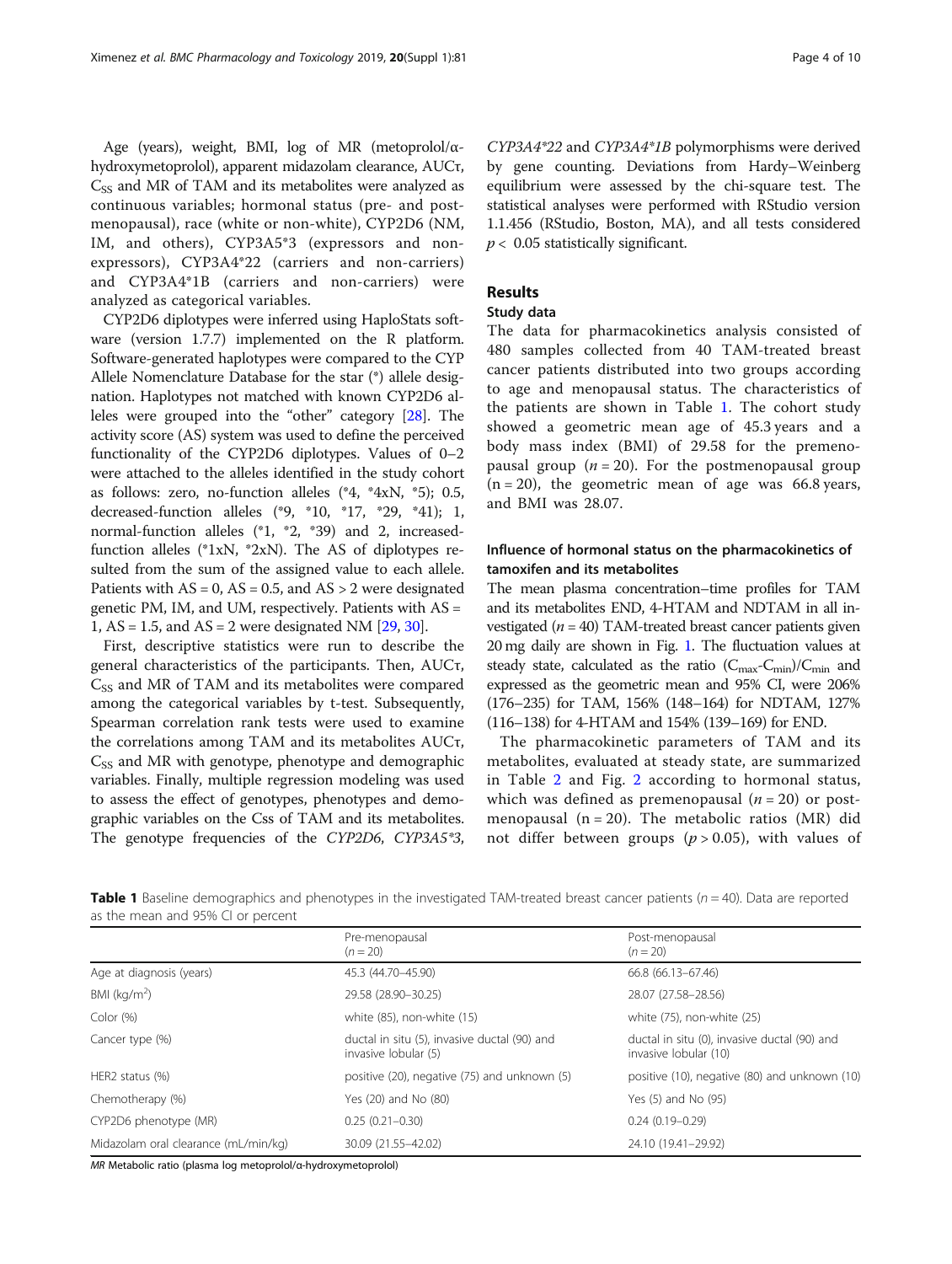Age (years), weight, BMI, log of MR (metoprolol/α-hydroxymetoprolol), apparent midazolam clearance, AUCτ, $C_{SS}$ and MR of TAM and its metabolites were analyzed as continuous variables; hormonal status (pre- and postmenopausal), race (white or non-white), CYP2D6 (NM, IM, and others), CYP3A5*3 (expressors and non-expressors), CYP3A4*22 (carriers and non-carriers) and CYP3A4*1B (carriers and non-carriers) were analyzed as categorical variables.

CYP2D6 diplotypes were inferred using HaploStats software (version 1.7.7) implemented on the R platform. Software-generated haplotypes were compared to the CYP Allele Nomenclature Database for the star (*) allele designation. Haplotypes not matched with known CYP2D6 alleles were grouped into the "other" category [28]. The activity score (AS) system was used to define the perceived functionality of the CYP2D6 diplotypes. Values of 0–2 were attached to the alleles identified in the study cohort as follows: zero, no-function alleles (*4, *4xN, *5); 0.5, decreased-function alleles (*9, *10, *17, *29, *41); 1, normal-function alleles (*1, *2, *39) and 2, increased-function alleles (*1xN, *2xN). The AS of diplotypes resulted from the sum of the assigned value to each allele. Patients with AS = 0, AS = 0.5, and AS > 2 were designated genetic PM, IM, and UM, respectively. Patients with AS = 1, AS = 1.5, and AS = 2 were designated NM [29, 30].

First, descriptive statistics were run to describe the general characteristics of the participants. Then, AUCτ, $C_{SS}$ and MR of TAM and its metabolites were compared among the categorical variables by t-test. Subsequently, Spearman correlation rank tests were used to examine the correlations among TAM and its metabolites AUCτ, $C_{SS}$ and MR with genotype, phenotype and demographic variables. Finally, multiple regression modeling was used to assess the effect of genotypes, phenotypes and demographic variables on the Css of TAM and its metabolites. The genotype frequencies of the *CYP2D6*, *CYP3A5*3*, *CYP3A4*22* and *CYP3A4*1B* polymorphisms were derived by gene counting. Deviations from Hardy–Weinberg equilibrium were assessed by the chi-square test. The statistical analyses were performed with RStudio version 1.1.456 (RStudio, Boston, MA), and all tests considered $p < 0.05$ statistically significant.

## Results

### Study data

The data for pharmacokinetics analysis consisted of 480 samples collected from 40 TAM-treated breast cancer patients distributed into two groups according to age and menopausal status. The characteristics of the patients are shown in Table 1. The cohort study showed a geometric mean age of 45.3 years and a body mass index (BMI) of 29.58 for the premenopausal group ($n = 20$). For the postmenopausal group ($n = 20$), the geometric mean of age was 66.8 years, and BMI was 28.07.

### Influence of hormonal status on the pharmacokinetics of tamoxifen and its metabolites

The mean plasma concentration–time profiles for TAM and its metabolites END, 4-HTAM and NDTAM in all investigated ($n = 40$) TAM-treated breast cancer patients given 20 mg daily are shown in Fig. 1. The fluctuation values at steady state, calculated as the ratio $(C_{max}-C_{min})/C_{min}$ and expressed as the geometric mean and 95% CI, were 206% (176–235) for TAM, 156% (148–164) for NDTAM, 127% (116–138) for 4-HTAM and 154% (139–169) for END.

The pharmacokinetic parameters of TAM and its metabolites, evaluated at steady state, are summarized in Table 2 and Fig. 2 according to hormonal status, which was defined as premenopausal ($n = 20$) or postmenopausal ($n = 20$). The metabolic ratios (MR) did not differ between groups ($p > 0.05$), with values of

**Table 1** Baseline demographics and phenotypes in the investigated TAM-treated breast cancer patients ($n = 40$). Data are reported as the mean and 95% CI or percent

| | Pre-menopausal ($n = 20$) | Post-menopausal ($n = 20$) |
|---|---|---|
| Age at diagnosis (years) | 45.3 (44.70–45.90) | 66.8 (66.13–67.46) |
| BMI (kg/m$^2$) | 29.58 (28.90–30.25) | 28.07 (27.58–28.56) |
| Color (%) | white (85), non-white (15) | white (75), non-white (25) |
| Cancer type (%) | ductal in situ (5), invasive ductal (90) and invasive lobular (5) | ductal in situ (0), invasive ductal (90) and invasive lobular (10) |
| HER2 status (%) | positive (20), negative (75) and unknown (5) | positive (10), negative (80) and unknown (10) |
| Chemotherapy (%) | Yes (20) and No (80) | Yes (5) and No (95) |
| CYP2D6 phenotype (MR) | 0.25 (0.21–0.30) | 0.24 (0.19–0.29) |
| Midazolam oral clearance (mL/min/kg) | 30.09 (21.55–42.02) | 24.10 (19.41–29.92) |

*MR* Metabolic ratio (plasma log metoprolol/α-hydroxymetoprolol)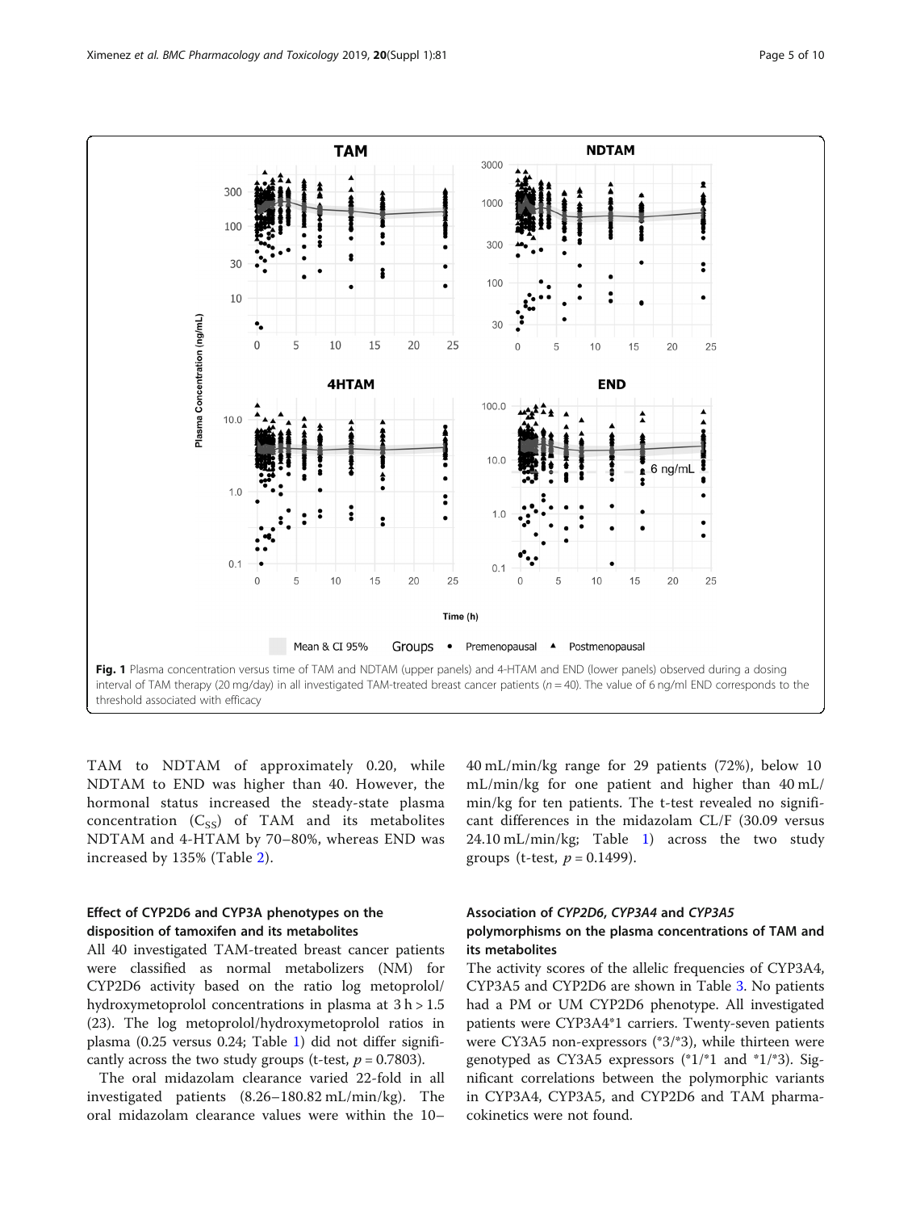Fig. 1 Plasma concentration versus time of TAM and NDTAM (upper panels) and 4-HTAM and END (lower panels) observed during a dosing interval of TAM therapy (20 mg/day) in all investigated TAM-treated breast cancer patients ($n = 40$). The value of 6 ng/ml END corresponds to the threshold associated with efficacy

TAM to NDTAM of approximately 0.20, while NDTAM to END was higher than 40. However, the hormonal status increased the steady-state plasma concentration ($C_{SS}$) of TAM and its metabolites NDTAM and 4-HTAM by 70–80%, whereas END was increased by 135% (Table 2).

### Effect of CYP2D6 and CYP3A phenotypes on the disposition of tamoxifen and its metabolites

All 40 investigated TAM-treated breast cancer patients were classified as normal metabolizers (NM) for CYP2D6 activity based on the ratio log metoprolol/hydroxymetoprolol concentrations in plasma at 3 h > 1.5 (23). The log metoprolol/hydroxymetoprolol ratios in plasma (0.25 versus 0.24; Table 1) did not differ significantly across the two study groups (t-test, $p = 0.7803$).

The oral midazolam clearance varied 22-fold in all investigated patients (8.26–180.82 mL/min/kg). The oral midazolam clearance values were within the 10–40 mL/min/kg range for 29 patients (72%), below 10 mL/min/kg for one patient and higher than 40 mL/min/kg for ten patients. The t-test revealed no significant differences in the midazolam CL/F (30.09 versus 24.10 mL/min/kg; Table 1) across the two study groups (t-test, $p = 0.1499$).

### Association of *CYP2D6*, *CYP3A4* and *CYP3A5* polymorphisms on the plasma concentrations of TAM and its metabolites

The activity scores of the allelic frequencies of CYP3A4, CYP3A5 and CYP2D6 are shown in Table 3. No patients had a PM or UM CYP2D6 phenotype. All investigated patients were CYP3A4*1 carriers. Twenty-seven patients were CY3A5 non-expressors (*3/*3), while thirteen were genotyped as CY3A5 expressors (*1/*1 and *1/*3). Significant correlations between the polymorphic variants in CYP3A4, CYP3A5, and CYP2D6 and TAM pharmacokinetics were not found.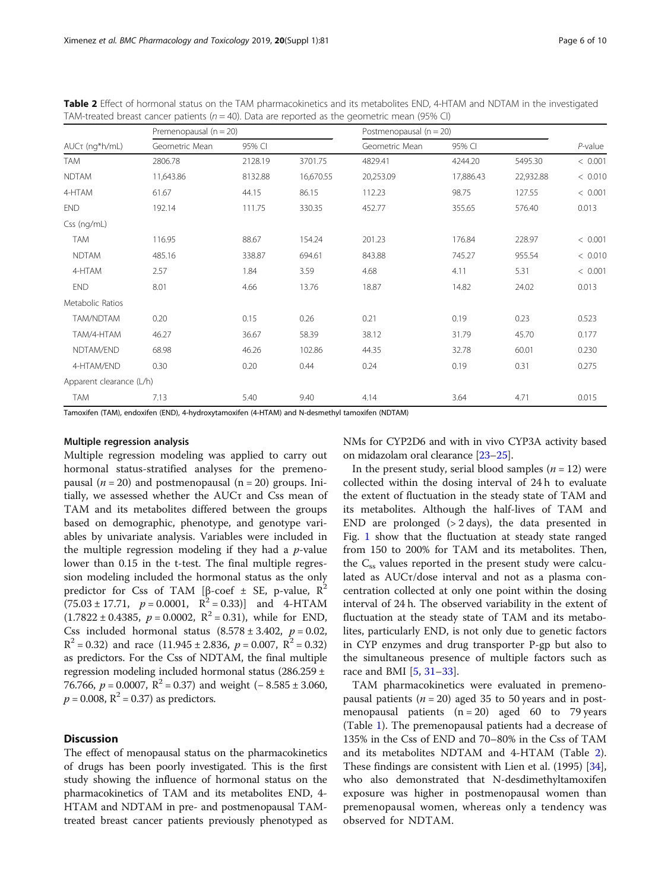**Table 2** Effect of hormonal status on the TAM pharmacokinetics and its metabolites END, 4-HTAM and NDTAM in the investigated TAM-treated breast cancer patients ($n = 40$). Data are reported as the geometric mean (95% CI)

| | Premenopausal (n = 20) | | | Postmenopausal (n = 20) | | | |
|---|---|---|---|---|---|---|---|
| AUCτ (ng*h/mL) | Geometric Mean | 95% CI | | Geometric Mean | 95% CI | | *P*-value |
| TAM | 2806.78 | 2128.19 | 3701.75 | 4829.41 | 4244.20 | 5495.30 | < 0.001 |
| NDTAM | 11,643.86 | 8132.88 | 16,670.55 | 20,253.09 | 17,886.43 | 22,932.88 | < 0.010 |
| 4-HTAM | 61.67 | 44.15 | 86.15 | 112.23 | 98.75 | 127.55 | < 0.001 |
| END | 192.14 | 111.75 | 330.35 | 452.77 | 355.65 | 576.40 | 0.013 |
| Css (ng/mL) | | | | | | | |
| TAM | 116.95 | 88.67 | 154.24 | 201.23 | 176.84 | 228.97 | < 0.001 |
| NDTAM | 485.16 | 338.87 | 694.61 | 843.88 | 745.27 | 955.54 | < 0.010 |
| 4-HTAM | 2.57 | 1.84 | 3.59 | 4.68 | 4.11 | 5.31 | < 0.001 |
| END | 8.01 | 4.66 | 13.76 | 18.87 | 14.82 | 24.02 | 0.013 |
| Metabolic Ratios | | | | | | | |
| TAM/NDTAM | 0.20 | 0.15 | 0.26 | 0.21 | 0.19 | 0.23 | 0.523 |
| TAM/4-HTAM | 46.27 | 36.67 | 58.39 | 38.12 | 31.79 | 45.70 | 0.177 |
| NDTAM/END | 68.98 | 46.26 | 102.86 | 44.35 | 32.78 | 60.01 | 0.230 |
| 4-HTAM/END | 0.30 | 0.20 | 0.44 | 0.24 | 0.19 | 0.31 | 0.275 |
| Apparent clearance (L/h) | | | | | | | |
| TAM | 7.13 | 5.40 | 9.40 | 4.14 | 3.64 | 4.71 | 0.015 |

Tamoxifen (TAM), endoxifen (END), 4-hydroxytamoxifen (4-HTAM) and N-desmethyl tamoxifen (NDTAM)

#### Multiple regression analysis

Multiple regression modeling was applied to carry out hormonal status-stratified analyses for the premenopausal ($n = 20$) and postmenopausal ($n = 20$) groups. Initially, we assessed whether the AUCτ and Css mean of TAM and its metabolites differed between the groups based on demographic, phenotype, and genotype variables by univariate analysis. Variables were included in the multiple regression modeling if they had a *p*-value lower than 0.15 in the t-test. The final multiple regression modeling included the hormonal status as the only predictor for Css of TAM [β-coef ± SE, p-value, $R^2$ ($75.03 \pm 17.71$, $p = 0.0001$, $R^2 = 0.33$)] and 4-HTAM ($1.7822 \pm 0.4385$, $p = 0.0002$, $R^2 = 0.31$), while for END, Css included hormonal status ($8.578 \pm 3.402$, $p = 0.02$, $R^2 = 0.32$) and race ($11.945 \pm 2.836$, $p = 0.007$, $R^2 = 0.32$) as predictors. For the Css of NDTAM, the final multiple regression modeling included hormonal status ($286.259 \pm 76.766$, $p = 0.0007$, $R^2 = 0.37$) and weight ($-8.585 \pm 3.060$, $p = 0.008$, $R^2 = 0.37$) as predictors.

## Discussion

The effect of menopausal status on the pharmacokinetics of drugs has been poorly investigated. This is the first study showing the influence of hormonal status on the pharmacokinetics of TAM and its metabolites END, 4-HTAM and NDTAM in pre- and postmenopausal TAM-treated breast cancer patients previously phenotyped as NMs for CYP2D6 and with in vivo CYP3A activity based on midazolam oral clearance [23–25].

In the present study, serial blood samples ($n = 12$) were collected within the dosing interval of 24 h to evaluate the extent of fluctuation in the steady state of TAM and its metabolites. Although the half-lives of TAM and END are prolonged (> 2 days), the data presented in Fig. 1 show that the fluctuation at steady state ranged from 150 to 200% for TAM and its metabolites. Then, the $C_{ss}$ values reported in the present study were calculated as AUCτ/dose interval and not as a plasma concentration collected at only one point within the dosing interval of 24 h. The observed variability in the extent of fluctuation at the steady state of TAM and its metabolites, particularly END, is not only due to genetic factors in CYP enzymes and drug transporter P-gp but also to the simultaneous presence of multiple factors such as race and BMI [5, 31–33].

TAM pharmacokinetics were evaluated in premenopausal patients ($n = 20$) aged 35 to 50 years and in postmenopausal patients ($n = 20$) aged 60 to 79 years (Table 1). The premenopausal patients had a decrease of 135% in the Css of END and 70–80% in the Css of TAM and its metabolites NDTAM and 4-HTAM (Table 2). These findings are consistent with Lien et al. (1995) [34], who also demonstrated that N-desdimethyltamoxifen exposure was higher in postmenopausal women than premenopausal women, whereas only a tendency was observed for NDTAM.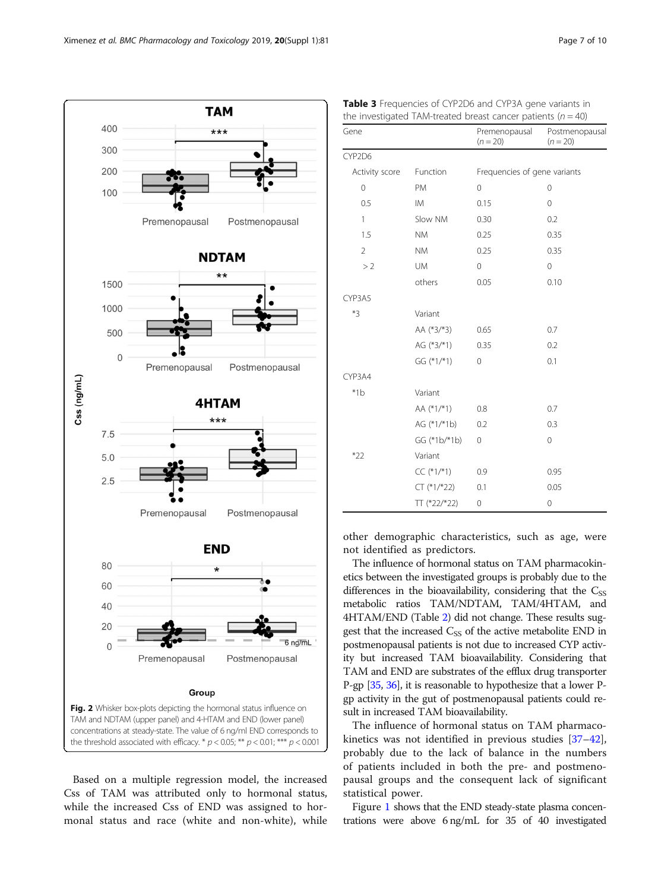**Fig. 2** Whisker box-plots depicting the hormonal status influence on TAM and NDTAM (upper panel) and 4-HTAM and END (lower panel) concentrations at steady-state. The value of 6 ng/ml END corresponds to the threshold associated with efficacy. * $p < 0.05$; ** $p < 0.01$; *** $p < 0.001$

Based on a multiple regression model, the increased Css of TAM was attributed only to hormonal status, while the increased Css of END was assigned to hormonal status and race (white and non-white), while other demographic characteristics, such as age, were not identified as predictors.

**Table 3** Frequencies of CYP2D6 and CYP3A gene variants in the investigated TAM-treated breast cancer patients ($n = 40$)

| Gene | | Premenopausal ($n = 20$) | Postmenopausal ($n = 20$) |
|---|---|---|---|
| CYP2D6 | | | |
| Activity score | Function | Frequencies of gene variants | |
| 0 | PM | 0 | 0 |
| 0.5 | IM | 0.15 | 0 |
| 1 | Slow NM | 0.30 | 0.2 |
| 1.5 | NM | 0.25 | 0.35 |
| 2 | NM | 0.25 | 0.35 |
| > 2 | UM | 0 | 0 |
| | others | 0.05 | 0.10 |
| CYP3A5 | | | |
| *3 | Variant | | |
| | AA (*3/*3) | 0.65 | 0.7 |
| | AG (*3/*1) | 0.35 | 0.2 |
| | GG (*1/*1) | 0 | 0.1 |
| CYP3A4 | | | |
| *1b | Variant | | |
| | AA (*1/*1) | 0.8 | 0.7 |
| | AG (*1/*1b) | 0.2 | 0.3 |
| | GG (*1b/*1b) | 0 | 0 |
| *22 | Variant | | |
| | CC (*1/*1) | 0.9 | 0.95 |
| | CT (*1/*22) | 0.1 | 0.05 |
| | TT (*22/*22) | 0 | 0 |

The influence of hormonal status on TAM pharmacokinetics between the investigated groups is probably due to the differences in the bioavailability, considering that the $C_{SS}$ metabolic ratios TAM/NDTAM, TAM/4HTAM, and 4HTAM/END (Table 2) did not change. These results suggest that the increased $C_{SS}$ of the active metabolite END in postmenopausal patients is not due to increased CYP activity but increased TAM bioavailability. Considering that TAM and END are substrates of the efflux drug transporter P-gp [35, 36], it is reasonable to hypothesize that a lower P-gp activity in the gut of postmenopausal patients could result in increased TAM bioavailability.

The influence of hormonal status on TAM pharmacokinetics was not identified in previous studies [37–42], probably due to the lack of balance in the numbers of patients included in both the pre- and postmenopausal groups and the consequent lack of significant statistical power.

Figure 1 shows that the END steady-state plasma concentrations were above 6 ng/mL for 35 of 40 investigated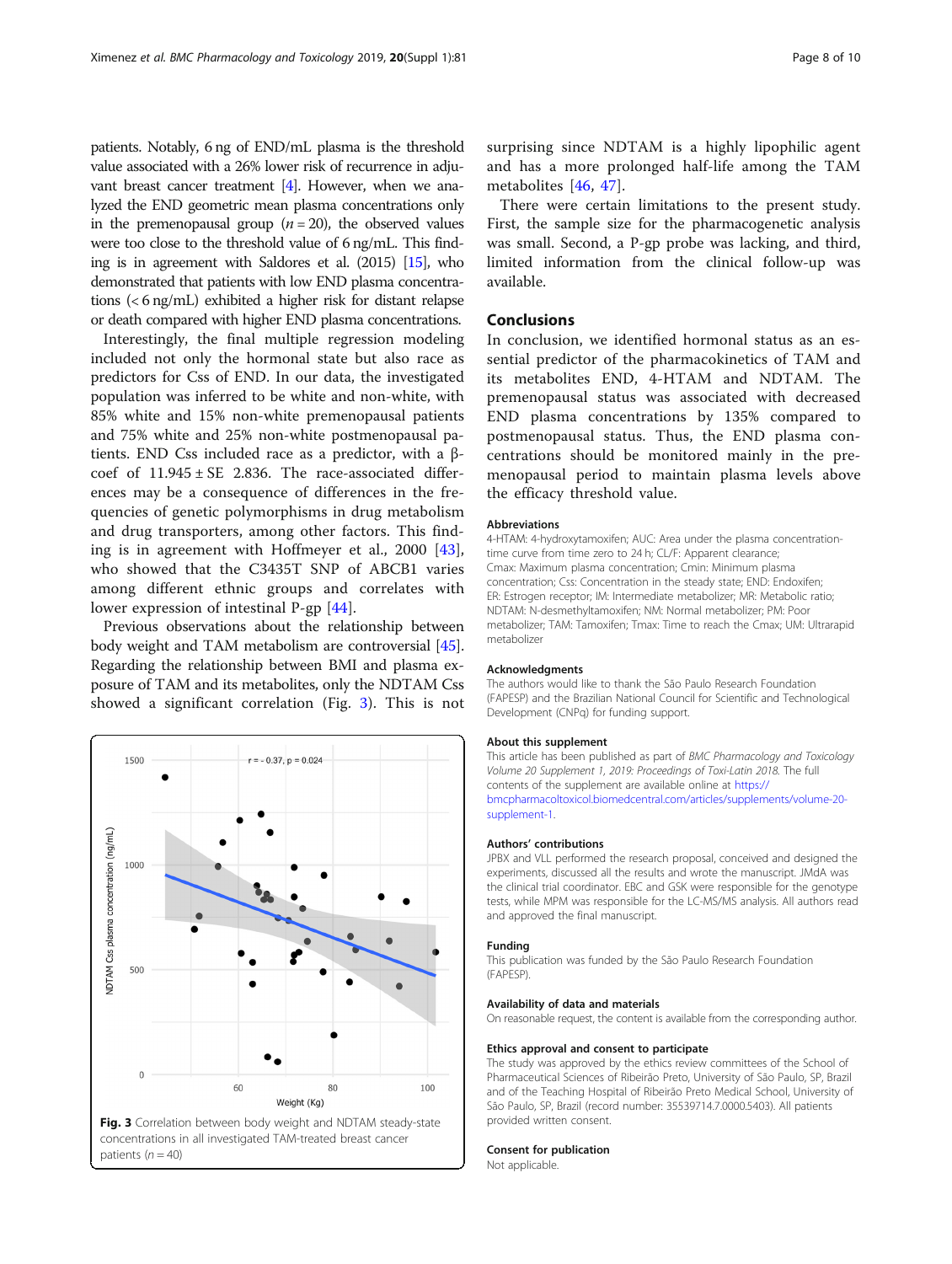patients. Notably, 6 ng of END/mL plasma is the threshold value associated with a 26% lower risk of recurrence in adjuvant breast cancer treatment [4]. However, when we analyzed the END geometric mean plasma concentrations only in the premenopausal group ($n = 20$), the observed values were too close to the threshold value of 6 ng/mL. This finding is in agreement with Saldores et al. (2015) [15], who demonstrated that patients with low END plasma concentrations (< 6 ng/mL) exhibited a higher risk for distant relapse or death compared with higher END plasma concentrations.

Interestingly, the final multiple regression modeling included not only the hormonal state but also race as predictors for Css of END. In our data, the investigated population was inferred to be white and non-white, with 85% white and 15% non-white premenopausal patients and 75% white and 25% non-white postmenopausal patients. END Css included race as a predictor, with a β-coef of 11.945 ± SE 2.836. The race-associated differences may be a consequence of differences in the frequencies of genetic polymorphisms in drug metabolism and drug transporters, among other factors. This finding is in agreement with Hoffmeyer et al., 2000 [43], who showed that the C3435T SNP of ABCB1 varies among different ethnic groups and correlates with lower expression of intestinal P-gp [44].

Previous observations about the relationship between body weight and TAM metabolism are controversial [45]. Regarding the relationship between BMI and plasma exposure of TAM and its metabolites, only the NDTAM Css showed a significant correlation (Fig. 3). This is not surprising since NDTAM is a highly lipophilic agent and has a more prolonged half-life among the TAM metabolites [46, 47].

**Fig. 3** Correlation between body weight and NDTAM steady-state concentrations in all investigated TAM-treated breast cancer patients ($n = 40$)

There were certain limitations to the present study. First, the sample size for the pharmacogenetic analysis was small. Second, a P-gp probe was lacking, and third, limited information from the clinical follow-up was available.

## Conclusions

In conclusion, we identified hormonal status as an essential predictor of the pharmacokinetics of TAM and its metabolites END, 4-HTAM and NDTAM. The premenopausal status was associated with decreased END plasma concentrations by 135% compared to postmenopausal status. Thus, the END plasma concentrations should be monitored mainly in the premenopausal period to maintain plasma levels above the efficacy threshold value.

### Abbreviations

4-HTAM: 4-hydroxytamoxifen; AUC: Area under the plasma concentration-time curve from time zero to 24 h; CL/F: Apparent clearance; Cmax: Maximum plasma concentration; Cmin: Minimum plasma concentration; Css: Concentration in the steady state; END: Endoxifen; ER: Estrogen receptor; IM: Intermediate metabolizer; MR: Metabolic ratio; NDTAM: N-desmethyltamoxifen; NM: Normal metabolizer; PM: Poor metabolizer; TAM: Tamoxifen; Tmax: Time to reach the Cmax; UM: Ultrarapid metabolizer

### Acknowledgments

The authors would like to thank the São Paulo Research Foundation (FAPESP) and the Brazilian National Council for Scientific and Technological Development (CNPq) for funding support.

### About this supplement

This article has been published as part of *BMC Pharmacology and Toxicology Volume 20 Supplement 1, 2019: Proceedings of Toxi-Latin 2018*. The full contents of the supplement are available online at https://bmcpharmacoltoxicol.biomedcentral.com/articles/supplements/volume-20-supplement-1.

### Authors' contributions

JPBX and VLL performed the research proposal, conceived and designed the experiments, discussed all the results and wrote the manuscript. JMdA was the clinical trial coordinator. EBC and GSK were responsible for the genotype tests, while MPM was responsible for the LC-MS/MS analysis. All authors read and approved the final manuscript.

### Funding

This publication was funded by the São Paulo Research Foundation (FAPESP).

### Availability of data and materials

On reasonable request, the content is available from the corresponding author.

### Ethics approval and consent to participate

The study was approved by the ethics review committees of the School of Pharmaceutical Sciences of Ribeirão Preto, University of São Paulo, SP, Brazil and of the Teaching Hospital of Ribeirão Preto Medical School, University of São Paulo, SP, Brazil (record number: 35539714.7.0000.5403). All patients provided written consent.

### Consent for publication

Not applicable.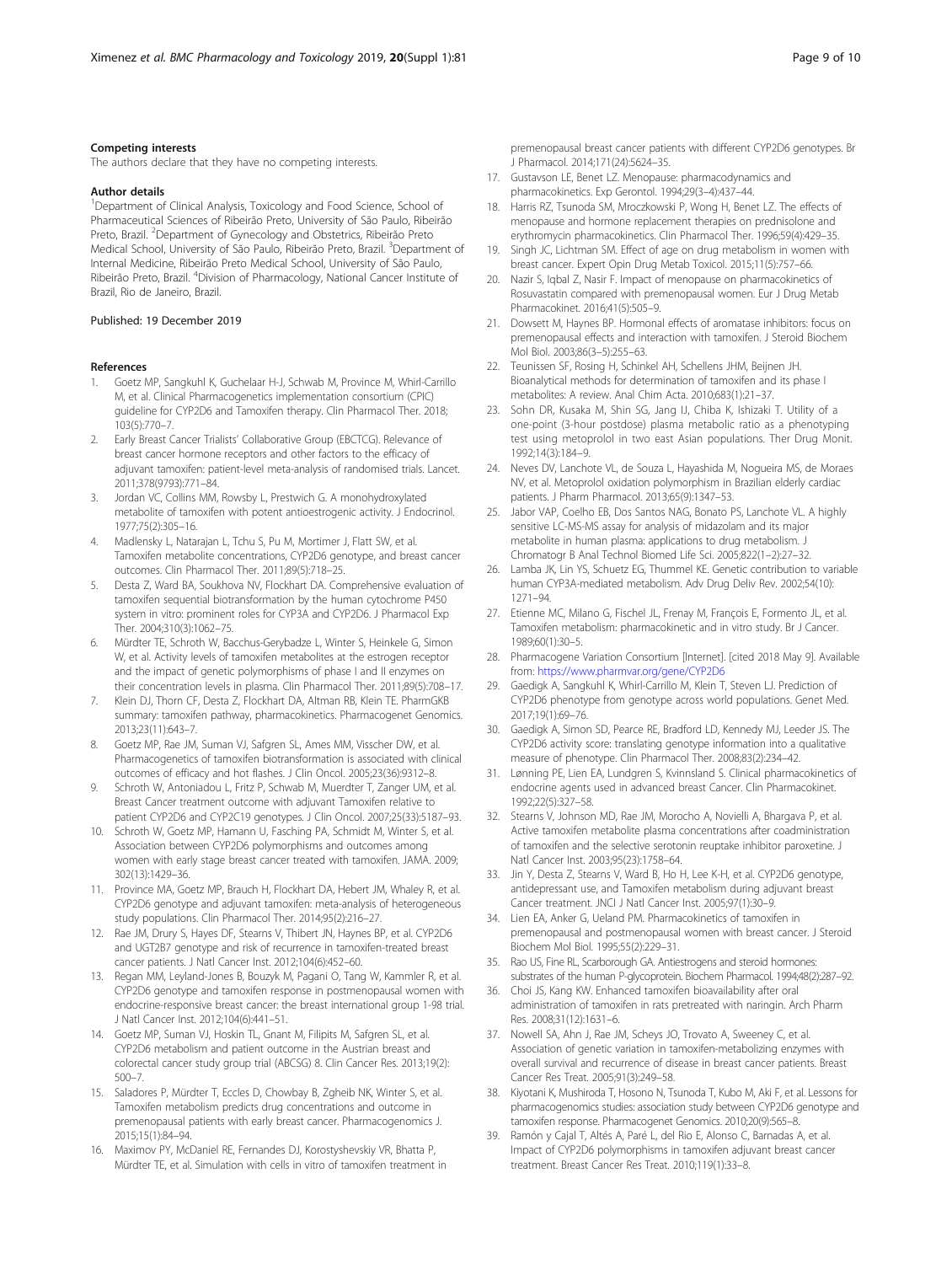#### Competing interests

The authors declare that they have no competing interests.

#### Author details

[1]Department of Clinical Analysis, Toxicology and Food Science, School of Pharmaceutical Sciences of Ribeirão Preto, University of São Paulo, Ribeirão Preto, Brazil. [2]Department of Gynecology and Obstetrics, Ribeirão Preto Medical School, University of São Paulo, Ribeirão Preto, Brazil. [3]Department of Internal Medicine, Ribeirão Preto Medical School, University of São Paulo, Ribeirão Preto, Brazil. [4]Division of Pharmacology, National Cancer Institute of Brazil, Rio de Janeiro, Brazil.

Published: 19 December 2019

#### References

1. Goetz MP, Sangkuhl K, Guchelaar H-J, Schwab M, Province M, Whirl-Carrillo M, et al. Clinical Pharmacogenetics implementation consortium (CPIC) guideline for CYP2D6 and Tamoxifen therapy. Clin Pharmacol Ther. 2018; 103(5):770–7.
2. Early Breast Cancer Trialists' Collaborative Group (EBCTCG). Relevance of breast cancer hormone receptors and other factors to the efficacy of adjuvant tamoxifen: patient-level meta-analysis of randomised trials. Lancet. 2011;378(9793):771–84.
3. Jordan VC, Collins MM, Rowsby L, Prestwich G. A monohydroxylated metabolite of tamoxifen with potent antioestrogenic activity. J Endocrinol. 1977;75(2):305–16.
4. Madlensky L, Natarajan L, Tchu S, Pu M, Mortimer J, Flatt SW, et al. Tamoxifen metabolite concentrations, CYP2D6 genotype, and breast cancer outcomes. Clin Pharmacol Ther. 2011;89(5):718–25.
5. Desta Z, Ward BA, Soukhova NV, Flockhart DA. Comprehensive evaluation of tamoxifen sequential biotransformation by the human cytochrome P450 system in vitro: prominent roles for CYP3A and CYP2D6. J Pharmacol Exp Ther. 2004;310(3):1062–75.
6. Mürdter TE, Schroth W, Bacchus-Gerybadze L, Winter S, Heinkele G, Simon W, et al. Activity levels of tamoxifen metabolites at the estrogen receptor and the impact of genetic polymorphisms of phase I and II enzymes on their concentration levels in plasma. Clin Pharmacol Ther. 2011;89(5):708–17.
7. Klein DJ, Thorn CF, Desta Z, Flockhart DA, Altman RB, Klein TE. PharmGKB summary: tamoxifen pathway, pharmacokinetics. Pharmacogenet Genomics. 2013;23(11):643–7.
8. Goetz MP, Rae JM, Suman VJ, Safgren SL, Ames MM, Visscher DW, et al. Pharmacogenetics of tamoxifen biotransformation is associated with clinical outcomes of efficacy and hot flashes. J Clin Oncol. 2005;23(36):9312–8.
9. Schroth W, Antoniadou L, Fritz P, Schwab M, Muerdter T, Zanger UM, et al. Breast Cancer treatment outcome with adjuvant Tamoxifen relative to patient CYP2D6 and CYP2C19 genotypes. J Clin Oncol. 2007;25(33):5187–93.
10. Schroth W, Goetz MP, Hamann U, Fasching PA, Schmidt M, Winter S, et al. Association between CYP2D6 polymorphisms and outcomes among women with early stage breast cancer treated with tamoxifen. JAMA. 2009; 302(13):1429–36.
11. Province MA, Goetz MP, Brauch H, Flockhart DA, Hebert JM, Whaley R, et al. CYP2D6 genotype and adjuvant tamoxifen: meta-analysis of heterogeneous study populations. Clin Pharmacol Ther. 2014;95(2):216–27.
12. Rae JM, Drury S, Hayes DF, Stearns V, Thibert JN, Haynes BP, et al. CYP2D6 and UGT2B7 genotype and risk of recurrence in tamoxifen-treated breast cancer patients. J Natl Cancer Inst. 2012;104(6):452–60.
13. Regan MM, Leyland-Jones B, Bouzyk M, Pagani O, Tang W, Kammler R, et al. CYP2D6 genotype and tamoxifen response in postmenopausal women with endocrine-responsive breast cancer: the breast international group 1-98 trial. J Natl Cancer Inst. 2012;104(6):441–51.
14. Goetz MP, Suman VJ, Hoskin TL, Gnant M, Filipits M, Safgren SL, et al. CYP2D6 metabolism and patient outcome in the Austrian breast and colorectal cancer study group trial (ABCSG) 8. Clin Cancer Res. 2013;19(2): 500–7.
15. Saladores P, Mürdter T, Eccles D, Chowbay B, Zgheib NK, Winter S, et al. Tamoxifen metabolism predicts drug concentrations and outcome in premenopausal patients with early breast cancer. Pharmacogenomics J. 2015;15(1):84–94.
16. Maximov PY, McDaniel RE, Fernandes DJ, Korostyshevskiy VR, Bhatta P, Mürdter TE, et al. Simulation with cells in vitro of tamoxifen treatment in premenopausal breast cancer patients with different CYP2D6 genotypes. Br J Pharmacol. 2014;171(24):5624–35.
17. Gustavson LE, Benet LZ. Menopause: pharmacodynamics and pharmacokinetics. Exp Gerontol. 1994;29(3–4):437–44.
18. Harris RZ, Tsunoda SM, Mroczkowski P, Wong H, Benet LZ. The effects of menopause and hormone replacement therapies on prednisolone and erythromycin pharmacokinetics. Clin Pharmacol Ther. 1996;59(4):429–35.
19. Singh JC, Lichtman SM. Effect of age on drug metabolism in women with breast cancer. Expert Opin Drug Metab Toxicol. 2015;11(5):757–66.
20. Nazir S, Iqbal Z, Nasir F. Impact of menopause on pharmacokinetics of Rosuvastatin compared with premenopausal women. Eur J Drug Metab Pharmacokinet. 2016;41(5):505–9.
21. Dowsett M, Haynes BP. Hormonal effects of aromatase inhibitors: focus on premenopausal effects and interaction with tamoxifen. J Steroid Biochem Mol Biol. 2003;86(3–5):255–63.
22. Teunissen SF, Rosing H, Schinkel AH, Schellens JHM, Beijnen JH. Bioanalytical methods for determination of tamoxifen and its phase I metabolites: A review. Anal Chim Acta. 2010;683(1):21–37.
23. Sohn DR, Kusaka M, Shin SG, Jang IJ, Chiba K, Ishizaki T. Utility of a one-point (3-hour postdose) plasma metabolic ratio as a phenotyping test using metoprolol in two east Asian populations. Ther Drug Monit. 1992;14(3):184–9.
24. Neves DV, Lanchote VL, de Souza L, Hayashida M, Nogueira MS, de Moraes NV, et al. Metoprolol oxidation polymorphism in Brazilian elderly cardiac patients. J Pharm Pharmacol. 2013;65(9):1347–53.
25. Jabor VAP, Coelho EB, Dos Santos NAG, Bonato PS, Lanchote VL. A highly sensitive LC-MS-MS assay for analysis of midazolam and its major metabolite in human plasma: applications to drug metabolism. J Chromatogr B Anal Technol Biomed Life Sci. 2005;822(1–2):27–32.
26. Lamba JK, Lin YS, Schuetz EG, Thummel KE. Genetic contribution to variable human CYP3A-mediated metabolism. Adv Drug Deliv Rev. 2002;54(10): 1271–94.
27. Etienne MC, Milano G, Fischel JL, Frenay M, François E, Formento JL, et al. Tamoxifen metabolism: pharmacokinetic and in vitro study. Br J Cancer. 1989;60(1):30–5.
28. Pharmacogene Variation Consortium [Internet]. [cited 2018 May 9]. Available from: https://www.pharmvar.org/gene/CYP2D6
29. Gaedigk A, Sangkuhl K, Whirl-Carrillo M, Klein T, Steven LJ. Prediction of CYP2D6 phenotype from genotype across world populations. Genet Med. 2017;19(1):69–76.
30. Gaedigk A, Simon SD, Pearce RE, Bradford LD, Kennedy MJ, Leeder JS. The CYP2D6 activity score: translating genotype information into a qualitative measure of phenotype. Clin Pharmacol Ther. 2008;83(2):234–42.
31. Lønning PE, Lien EA, Lundgren S, Kvinnsland S. Clinical pharmacokinetics of endocrine agents used in advanced breast Cancer. Clin Pharmacokinet. 1992;22(5):327–58.
32. Stearns V, Johnson MD, Rae JM, Morocho A, Novielli A, Bhargava P, et al. Active tamoxifen metabolite plasma concentrations after coadministration of tamoxifen and the selective serotonin reuptake inhibitor paroxetine. J Natl Cancer Inst. 2003;95(23):1758–64.
33. Jin Y, Desta Z, Stearns V, Ward B, Ho H, Lee K-H, et al. CYP2D6 genotype, antidepressant use, and Tamoxifen metabolism during adjuvant breast Cancer treatment. JNCI J Natl Cancer Inst. 2005;97(1):30–9.
34. Lien EA, Anker G, Ueland PM. Pharmacokinetics of tamoxifen in premenopausal and postmenopausal women with breast cancer. J Steroid Biochem Mol Biol. 1995;55(2):229–31.
35. Rao US, Fine RL, Scarborough GA. Antiestrogens and steroid hormones: substrates of the human P-glycoprotein. Biochem Pharmacol. 1994;48(2):287–92.
36. Choi JS, Kang KW. Enhanced tamoxifen bioavailability after oral administration of tamoxifen in rats pretreated with naringin. Arch Pharm Res. 2008;31(12):1631–6.
37. Nowell SA, Ahn J, Rae JM, Scheys JO, Trovato A, Sweeney C, et al. Association of genetic variation in tamoxifen-metabolizing enzymes with overall survival and recurrence of disease in breast cancer patients. Breast Cancer Res Treat. 2005;91(3):249–58.
38. Kiyotani K, Mushiroda T, Hosono N, Tsunoda T, Kubo M, Aki F, et al. Lessons for pharmacogenomics studies: association study between CYP2D6 genotype and tamoxifen response. Pharmacogenet Genomics. 2010;20(9):565–8.
39. Ramón y Cajal T, Altés A, Paré L, del Rio E, Alonso C, Barnadas A, et al. Impact of CYP2D6 polymorphisms in tamoxifen adjuvant breast cancer treatment. Breast Cancer Res Treat. 2010;119(1):33–8.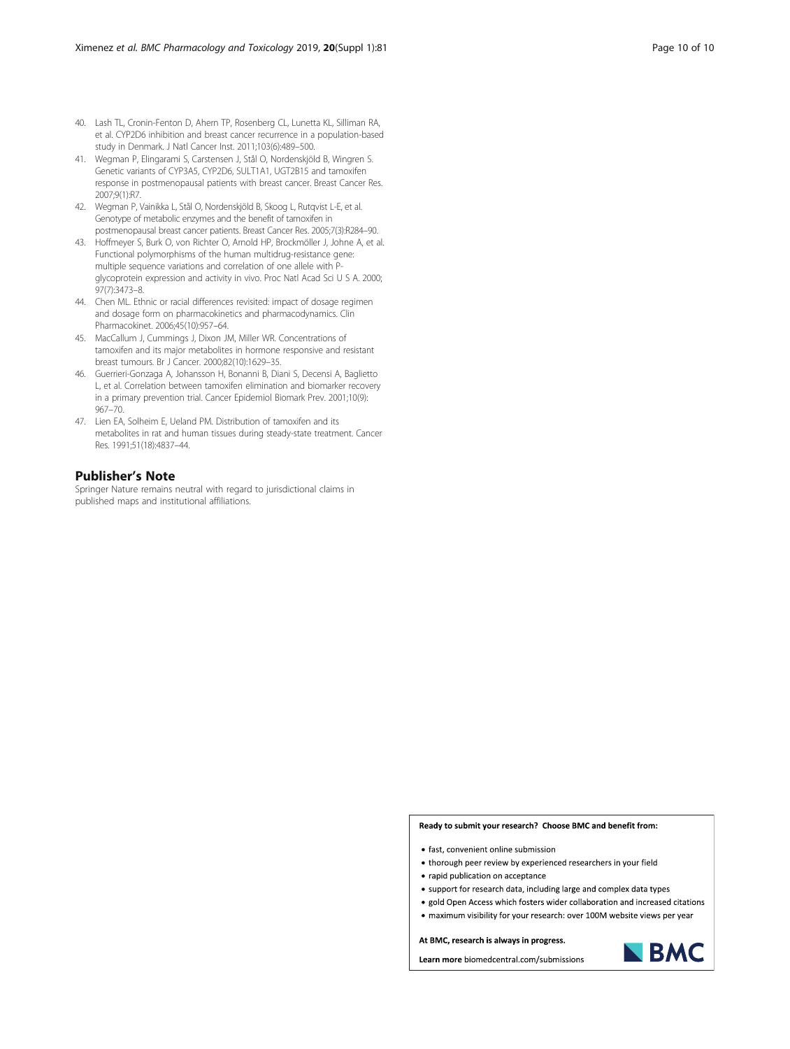40. Lash TL, Cronin-Fenton D, Ahern TP, Rosenberg CL, Lunetta KL, Silliman RA, et al. CYP2D6 inhibition and breast cancer recurrence in a population-based study in Denmark. J Natl Cancer Inst. 2011;103(6):489–500.
41. Wegman P, Elingarami S, Carstensen J, Stål O, Nordenskjöld B, Wingren S. Genetic variants of CYP3A5, CYP2D6, SULT1A1, UGT2B15 and tamoxifen response in postmenopausal patients with breast cancer. Breast Cancer Res. 2007;9(1):R7.
42. Wegman P, Vainikka L, Stål O, Nordenskjöld B, Skoog L, Rutqvist L-E, et al. Genotype of metabolic enzymes and the benefit of tamoxifen in postmenopausal breast cancer patients. Breast Cancer Res. 2005;7(3):R284–90.
43. Hoffmeyer S, Burk O, von Richter O, Arnold HP, Brockmöller J, Johne A, et al. Functional polymorphisms of the human multidrug-resistance gene: multiple sequence variations and correlation of one allele with P-glycoprotein expression and activity in vivo. Proc Natl Acad Sci U S A. 2000; 97(7):3473–8.
44. Chen ML. Ethnic or racial differences revisited: impact of dosage regimen and dosage form on pharmacokinetics and pharmacodynamics. Clin Pharmacokinet. 2006;45(10):957–64.
45. MacCallum J, Cummings J, Dixon JM, Miller WR. Concentrations of tamoxifen and its major metabolites in hormone responsive and resistant breast tumours. Br J Cancer. 2000;82(10):1629–35.
46. Guerrieri-Gonzaga A, Johansson H, Bonanni B, Diani S, Decensi A, Baglietto L, et al. Correlation between tamoxifen elimination and biomarker recovery in a primary prevention trial. Cancer Epidemiol Biomark Prev. 2001;10(9): 967–70.
47. Lien EA, Solheim E, Ueland PM. Distribution of tamoxifen and its metabolites in rat and human tissues during steady-state treatment. Cancer Res. 1991;51(18):4837–44.

## Publisher's Note

Springer Nature remains neutral with regard to jurisdictional claims in published maps and institutional affiliations.

**Ready to submit your research? Choose BMC and benefit from:**

- fast, convenient online submission
- thorough peer review by experienced researchers in your field
- rapid publication on acceptance
- support for research data, including large and complex data types
- gold Open Access which fosters wider collaboration and increased citations
- maximum visibility for your research: over 100M website views per year

**At BMC, research is always in progress.**

**Learn more** biomedcentral.com/submissions

BMC